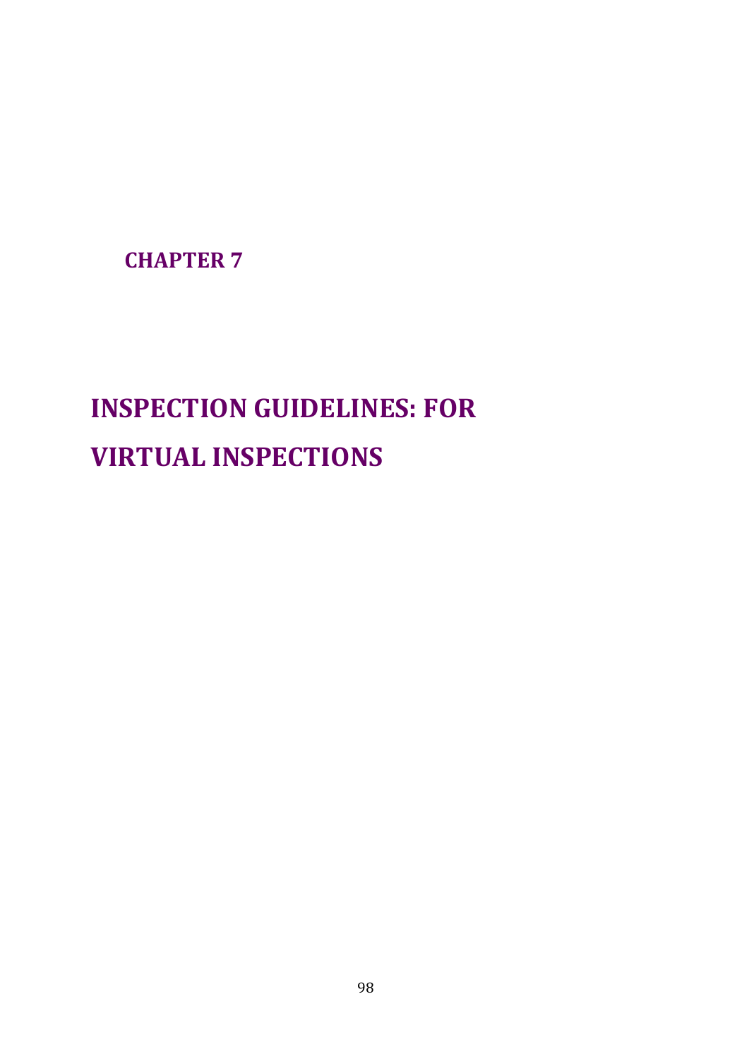## CHAPTER 7

# INSPECTION GUIDELINES: FOR VIRTUAL INSPECTIONS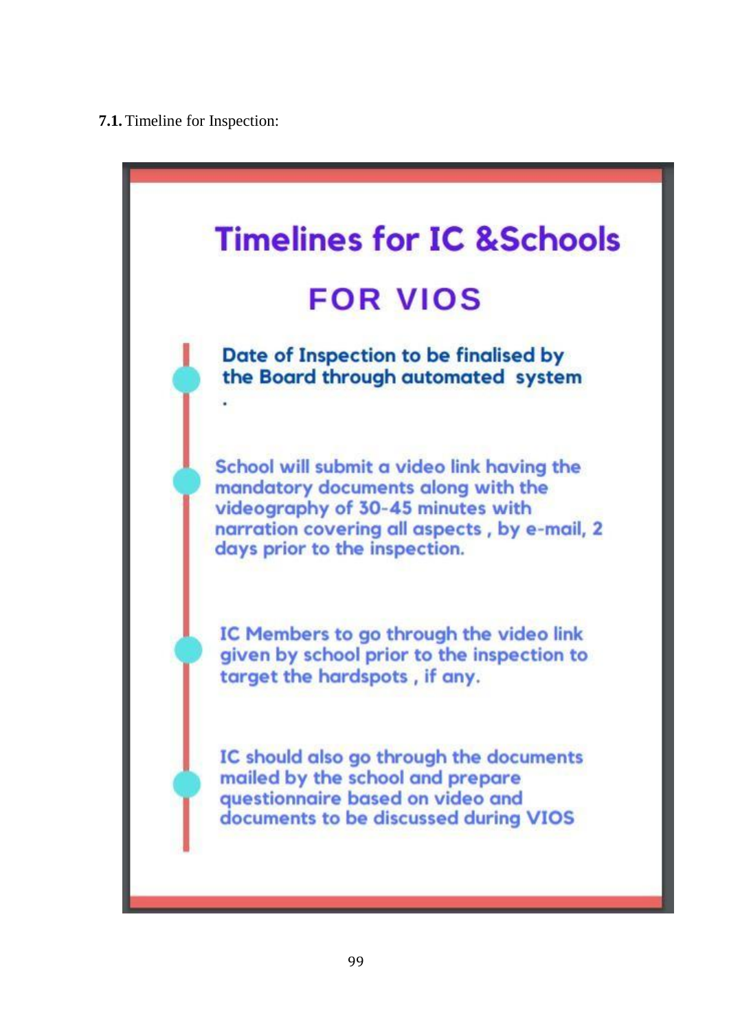**7.1.** Timeline for Inspection:

## Timelines for IC &Schools

## FOR VIOS

- Date of Inspection to be finalised by the Board through automated system
.

- School will submit a video link having the mandatory documents along with the videography of 30-45 minutes with narration covering all aspects , by e-mail, 2 days prior to the inspection.

- IC Members to go through the video link given by school prior to the inspection to target the hardspots , if any.

- IC should also go through the documents mailed by the school and prepare questionnaire based on video and documents to be discussed during VIOS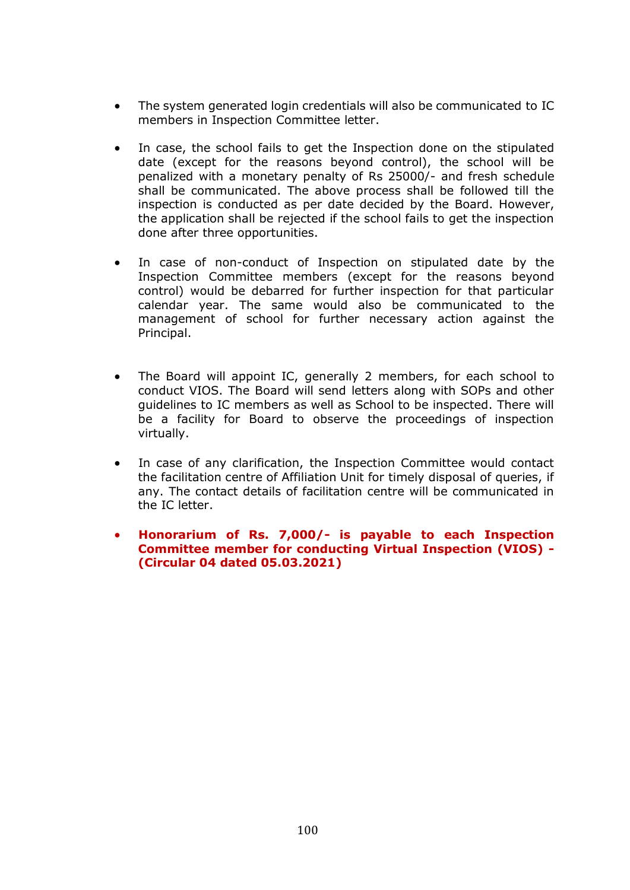- The system generated login credentials will also be communicated to IC members in Inspection Committee letter.

- In case, the school fails to get the Inspection done on the stipulated date (except for the reasons beyond control), the school will be penalized with a monetary penalty of Rs 25000/- and fresh schedule shall be communicated. The above process shall be followed till the inspection is conducted as per date decided by the Board. However, the application shall be rejected if the school fails to get the inspection done after three opportunities.

- In case of non-conduct of Inspection on stipulated date by the Inspection Committee members (except for the reasons beyond control) would be debarred for further inspection for that particular calendar year. The same would also be communicated to the management of school for further necessary action against the Principal.

- The Board will appoint IC, generally 2 members, for each school to conduct VIOS. The Board will send letters along with SOPs and other guidelines to IC members as well as School to be inspected. There will be a facility for Board to observe the proceedings of inspection virtually.

- In case of any clarification, the Inspection Committee would contact the facilitation centre of Affiliation Unit for timely disposal of queries, if any. The contact details of facilitation centre will be communicated in the IC letter.

- **Honorarium of Rs. 7,000/- is payable to each Inspection Committee member for conducting Virtual Inspection (VIOS) - (Circular 04 dated 05.03.2021)**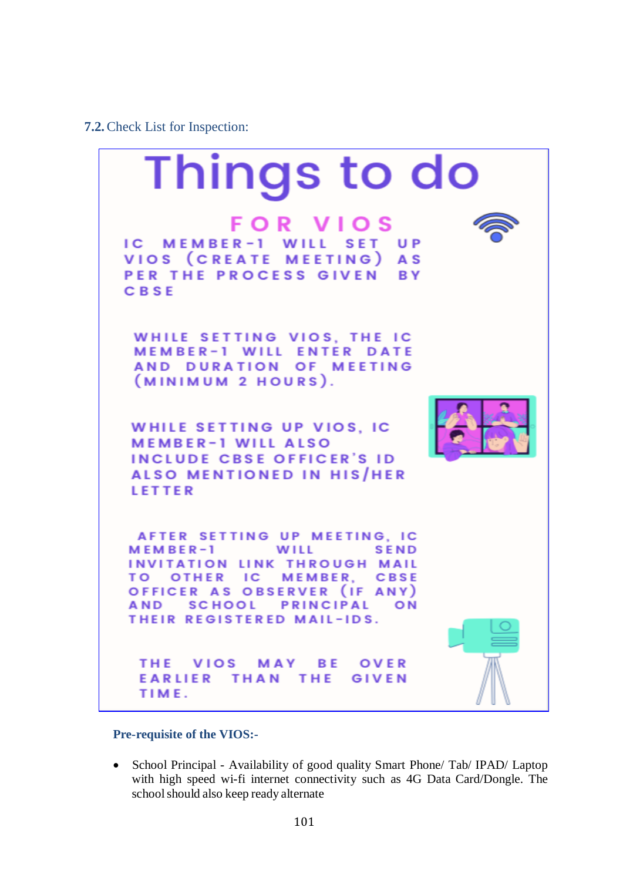### 7.2. Check List for Inspection:

# Things to do

## FOR VIOS

IC MEMBER-1 WILL SET UP VIOS (CREATE MEETING) AS PER THE PROCESS GIVEN BY CBSE

WHILE SETTING VIOS, THE IC MEMBER-1 WILL ENTER DATE AND DURATION OF MEETING (MINIMUM 2 HOURS).

WHILE SETTING UP VIOS, IC MEMBER-1 WILL ALSO INCLUDE CBSE OFFICER'S ID ALSO MENTIONED IN HIS/HER LETTER

AFTER SETTING UP MEETING, IC MEMBER-1 WILL SEND INVITATION LINK THROUGH MAIL TO OTHER IC MEMBER, CBSE OFFICER AS OBSERVER (IF ANY) AND SCHOOL PRINCIPAL ON THEIR REGISTERED MAIL-IDS.

THE VIOS MAY BE OVER EARLIER THAN THE GIVEN TIME.

**Pre-requisite of the VIOS:-**

- School Principal - Availability of good quality Smart Phone/ Tab/ IPAD/ Laptop with high speed wi-fi internet connectivity such as 4G Data Card/Dongle. The school should also keep ready alternate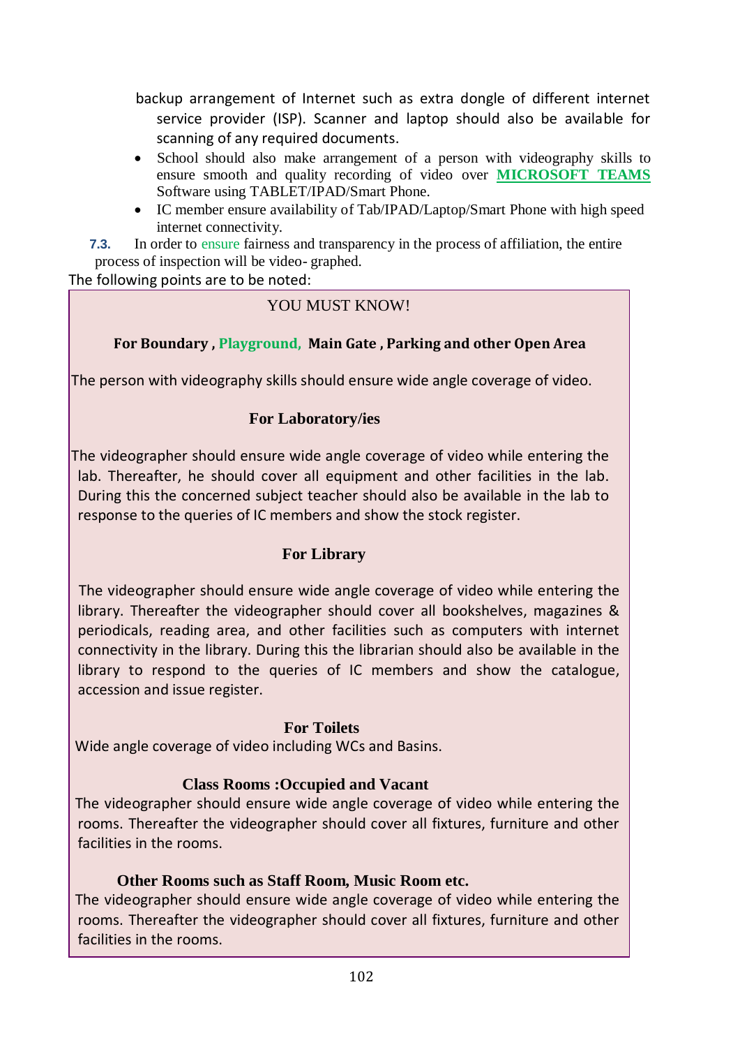backup arrangement of Internet such as extra dongle of different internet service provider (ISP). Scanner and laptop should also be available for scanning of any required documents.

- School should also make arrangement of a person with videography skills to ensure smooth and quality recording of video over **MICROSOFT TEAMS** Software using TABLET/IPAD/Smart Phone.
- IC member ensure availability of Tab/IPAD/Laptop/Smart Phone with high speed internet connectivity.

**7.3.** In order to ensure fairness and transparency in the process of affiliation, the entire process of inspection will be video- graphed.

The following points are to be noted:

YOU MUST KNOW!

**For Boundary , Playground, Main Gate , Parking and other Open Area**

The person with videography skills should ensure wide angle coverage of video.

**For Laboratory/ies**

The videographer should ensure wide angle coverage of video while entering the lab. Thereafter, he should cover all equipment and other facilities in the lab. During this the concerned subject teacher should also be available in the lab to response to the queries of IC members and show the stock register.

**For Library**

The videographer should ensure wide angle coverage of video while entering the library. Thereafter the videographer should cover all bookshelves, magazines & periodicals, reading area, and other facilities such as computers with internet connectivity in the library. During this the librarian should also be available in the library to respond to the queries of IC members and show the catalogue, accession and issue register.

**For Toilets**

Wide angle coverage of video including WCs and Basins.

**Class Rooms :Occupied and Vacant**

The videographer should ensure wide angle coverage of video while entering the rooms. Thereafter the videographer should cover all fixtures, furniture and other facilities in the rooms.

**Other Rooms such as Staff Room, Music Room etc.**

The videographer should ensure wide angle coverage of video while entering the rooms. Thereafter the videographer should cover all fixtures, furniture and other facilities in the rooms.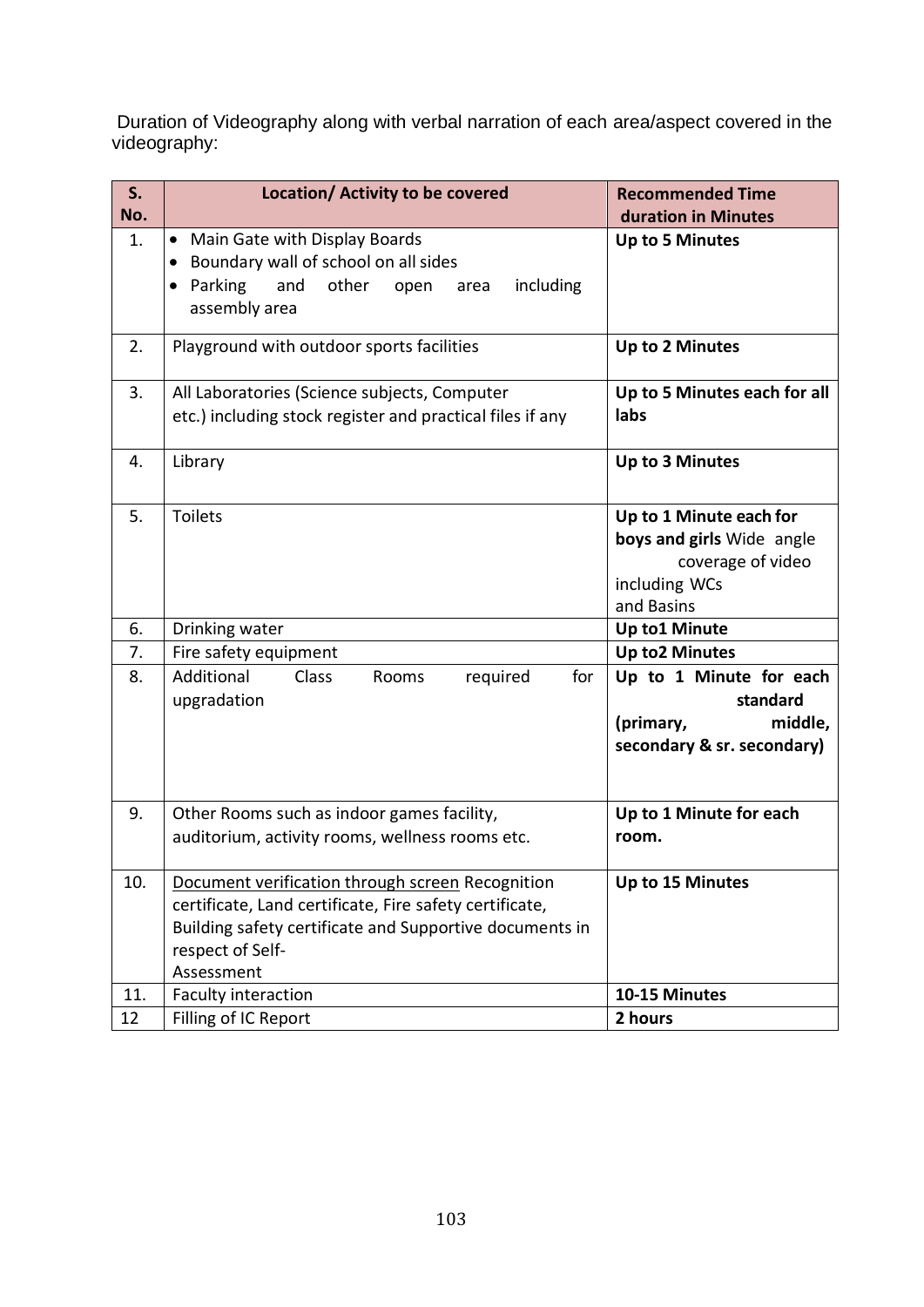Duration of Videography along with verbal narration of each area/aspect covered in the videography:

| S. No. | Location/ Activity to be covered | Recommended Time duration in Minutes |
|---|---|---|
| 1. | • Main Gate with Display Boards<br>• Boundary wall of school on all sides<br>• Parking and other open area including assembly area | **Up to 5 Minutes** |
| 2. | Playground with outdoor sports facilities | **Up to 2 Minutes** |
| 3. | All Laboratories (Science subjects, Computer etc.) including stock register and practical files if any | **Up to 5 Minutes each for all labs** |
| 4. | Library | **Up to 3 Minutes** |
| 5. | Toilets | **Up to 1 Minute each for boys and girls** Wide angle coverage of video including WCs and Basins |
| 6. | Drinking water | **Up to1 Minute** |
| 7. | Fire safety equipment | **Up to2 Minutes** |
| 8. | Additional Class Rooms required for upgradation | **Up to 1 Minute for each standard (primary, middle, secondary & sr. secondary)** |
| 9. | Other Rooms such as indoor games facility, auditorium, activity rooms, wellness rooms etc. | **Up to 1 Minute for each room.** |
| 10. | <u>Document verification through screen</u> Recognition certificate, Land certificate, Fire safety certificate, Building safety certificate and Supportive documents in respect of Self-Assessment | **Up to 15 Minutes** |
| 11. | Faculty interaction | **10-15 Minutes** |
| 12 | Filling of IC Report | **2 hours** |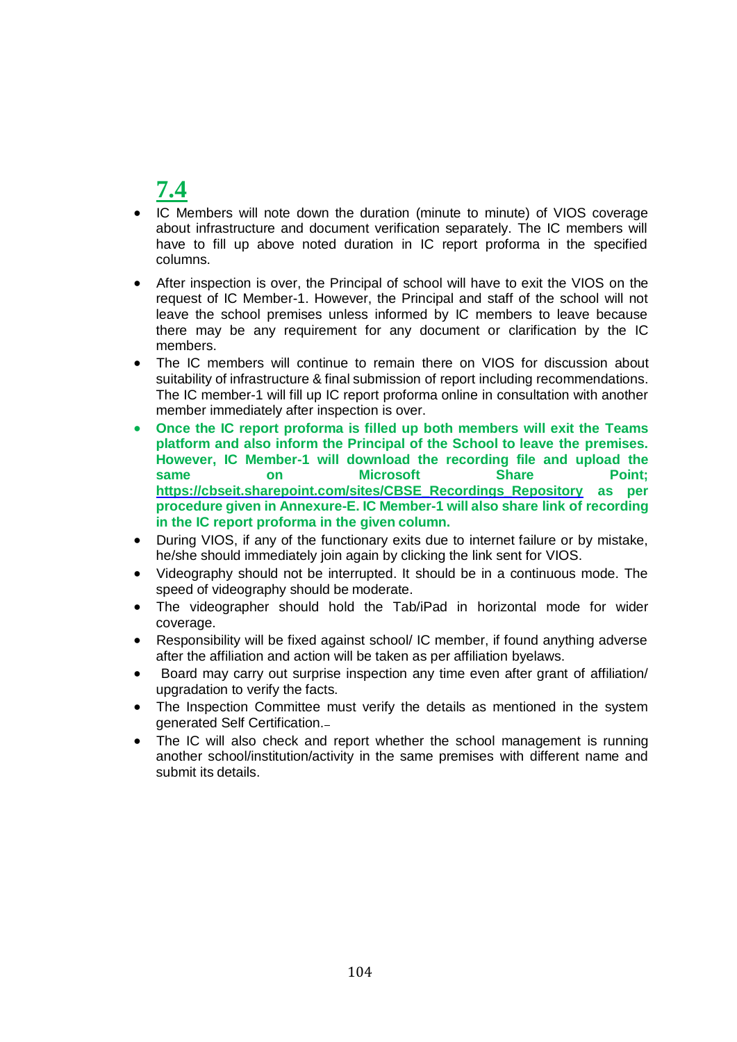## 7.4

- IC Members will note down the duration (minute to minute) of VIOS coverage about infrastructure and document verification separately. The IC members will have to fill up above noted duration in IC report proforma in the specified columns.
- After inspection is over, the Principal of school will have to exit the VIOS on the request of IC Member-1. However, the Principal and staff of the school will not leave the school premises unless informed by IC members to leave because there may be any requirement for any document or clarification by the IC members.
- The IC members will continue to remain there on VIOS for discussion about suitability of infrastructure & final submission of report including recommendations. The IC member-1 will fill up IC report proforma online in consultation with another member immediately after inspection is over.
- **Once the IC report proforma is filled up both members will exit the Teams platform and also inform the Principal of the School to leave the premises. However, IC Member-1 will download the recording file and upload the same on Microsoft Share Point; https://cbseit.sharepoint.com/sites/CBSE_Recordings_Repository as per procedure given in Annexure-E. IC Member-1 will also share link of recording in the IC report proforma in the given column.**
- During VIOS, if any of the functionary exits due to internet failure or by mistake, he/she should immediately join again by clicking the link sent for VIOS.
- Videography should not be interrupted. It should be in a continuous mode. The speed of videography should be moderate.
- The videographer should hold the Tab/iPad in horizontal mode for wider coverage.
- Responsibility will be fixed against school/ IC member, if found anything adverse after the affiliation and action will be taken as per affiliation byelaws.
- Board may carry out surprise inspection any time even after grant of affiliation/ upgradation to verify the facts.
- The Inspection Committee must verify the details as mentioned in the system generated Self Certification.
- The IC will also check and report whether the school management is running another school/institution/activity in the same premises with different name and submit its details.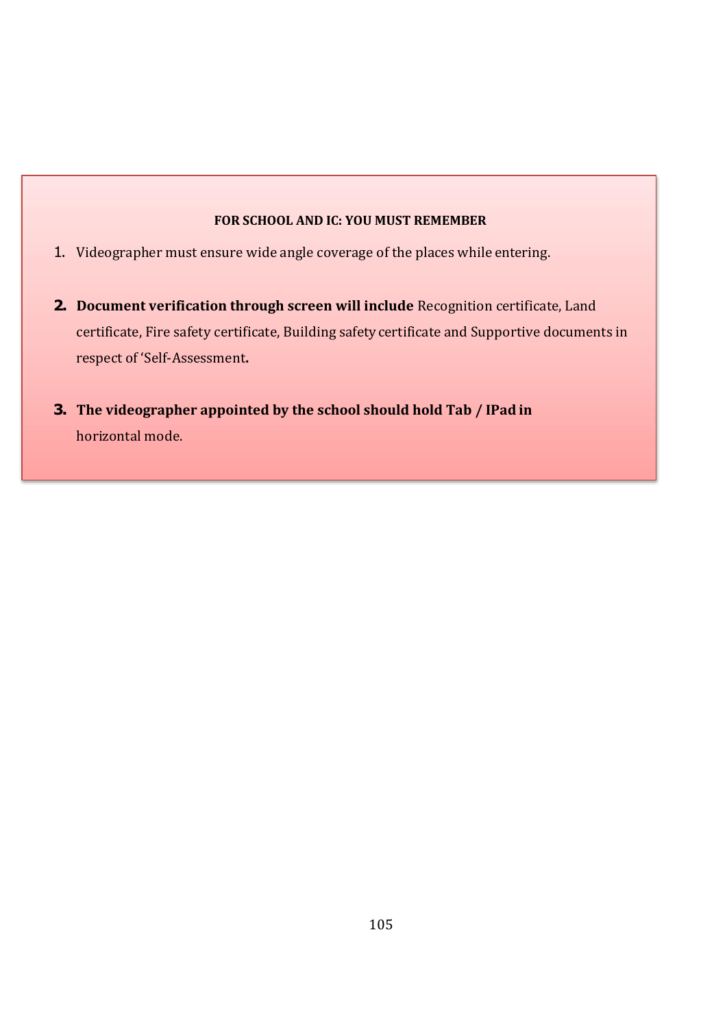**FOR SCHOOL AND IC: YOU MUST REMEMBER**

1. Videographer must ensure wide angle coverage of the places while entering.

2. **Document verification through screen will include** Recognition certificate, Land certificate, Fire safety certificate, Building safety certificate and Supportive documents in respect of 'Self-Assessment**.**

3. **The videographer appointed by the school should hold Tab / IPad in** horizontal mode.